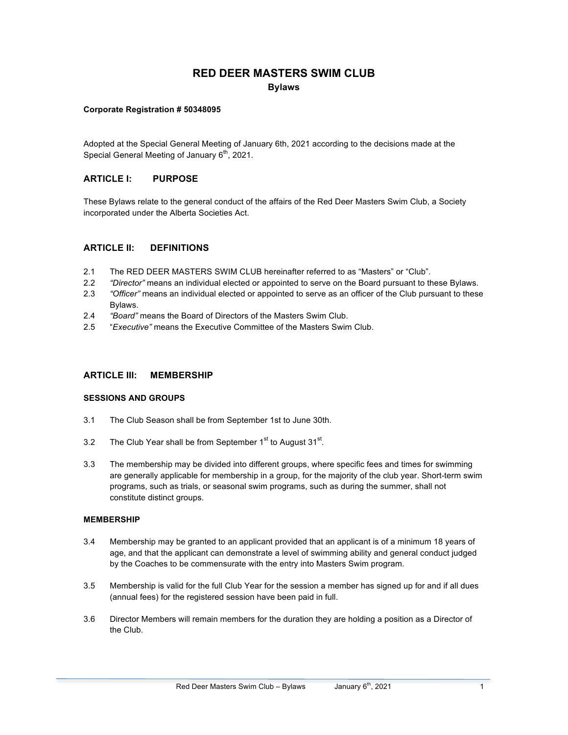# RED DEER MASTERS SWIM CLUB

**Bylaws**

**Corporate Registration # 50348095**

Adopted at the Special General Meeting of January 6th, 2021 according to the decisions made at the Special General Meeting of January 6th, 2021.

## ARTICLE I: PURPOSE

These Bylaws relate to the general conduct of the affairs of the Red Deer Masters Swim Club, a Society incorporated under the Alberta Societies Act.

## ARTICLE II: DEFINITIONS

2.1 The RED DEER MASTERS SWIM CLUB hereinafter referred to as “Masters” or “Club”.

2.2 *“Director”* means an individual elected or appointed to serve on the Board pursuant to these Bylaws.

2.3 *“Officer”* means an individual elected or appointed to serve as an officer of the Club pursuant to these Bylaws.

2.4 *“Board”* means the Board of Directors of the Masters Swim Club.

2.5 “*Executive”* means the Executive Committee of the Masters Swim Club.

## ARTICLE III: MEMBERSHIP

### SESSIONS AND GROUPS

3.1 The Club Season shall be from September 1st to June 30th.

3.2 The Club Year shall be from September 1st to August 31st.

3.3 The membership may be divided into different groups, where specific fees and times for swimming are generally applicable for membership in a group, for the majority of the club year. Short-term swim programs, such as trials, or seasonal swim programs, such as during the summer, shall not constitute distinct groups.

### MEMBERSHIP

3.4 Membership may be granted to an applicant provided that an applicant is of a minimum 18 years of age, and that the applicant can demonstrate a level of swimming ability and general conduct judged by the Coaches to be commensurate with the entry into Masters Swim program.

3.5 Membership is valid for the full Club Year for the session a member has signed up for and if all dues (annual fees) for the registered session have been paid in full.

3.6 Director Members will remain members for the duration they are holding a position as a Director of the Club.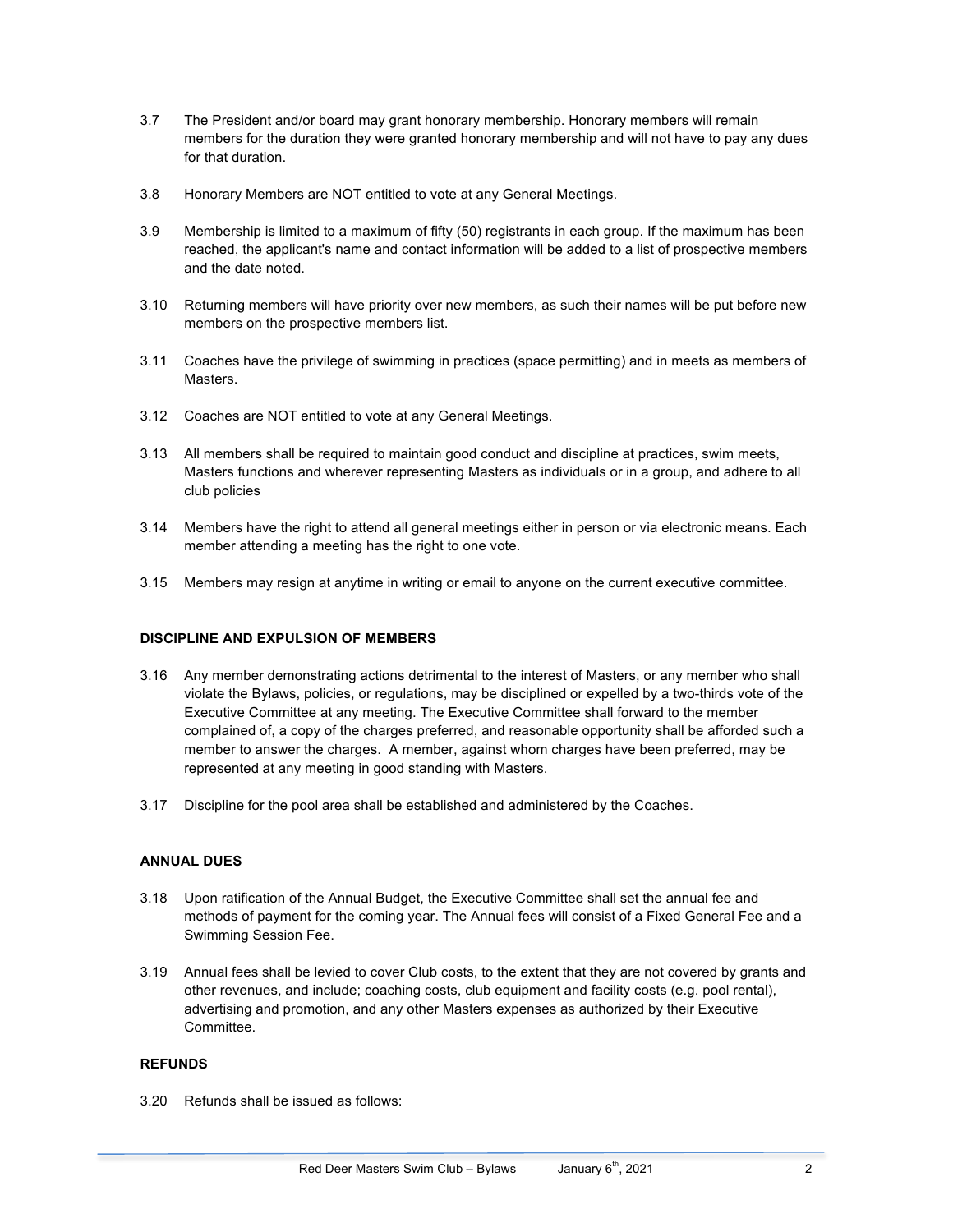3.7 The President and/or board may grant honorary membership. Honorary members will remain members for the duration they were granted honorary membership and will not have to pay any dues for that duration.

3.8 Honorary Members are NOT entitled to vote at any General Meetings.

3.9 Membership is limited to a maximum of fifty (50) registrants in each group. If the maximum has been reached, the applicant's name and contact information will be added to a list of prospective members and the date noted.

3.10 Returning members will have priority over new members, as such their names will be put before new members on the prospective members list.

3.11 Coaches have the privilege of swimming in practices (space permitting) and in meets as members of Masters.

3.12 Coaches are NOT entitled to vote at any General Meetings.

3.13 All members shall be required to maintain good conduct and discipline at practices, swim meets, Masters functions and wherever representing Masters as individuals or in a group, and adhere to all club policies

3.14 Members have the right to attend all general meetings either in person or via electronic means. Each member attending a meeting has the right to one vote.

3.15 Members may resign at anytime in writing or email to anyone on the current executive committee.

**DISCIPLINE AND EXPULSION OF MEMBERS**

3.16 Any member demonstrating actions detrimental to the interest of Masters, or any member who shall violate the Bylaws, policies, or regulations, may be disciplined or expelled by a two-thirds vote of the Executive Committee at any meeting. The Executive Committee shall forward to the member complained of, a copy of the charges preferred, and reasonable opportunity shall be afforded such a member to answer the charges. A member, against whom charges have been preferred, may be represented at any meeting in good standing with Masters.

3.17 Discipline for the pool area shall be established and administered by the Coaches.

**ANNUAL DUES**

3.18 Upon ratification of the Annual Budget, the Executive Committee shall set the annual fee and methods of payment for the coming year. The Annual fees will consist of a Fixed General Fee and a Swimming Session Fee.

3.19 Annual fees shall be levied to cover Club costs, to the extent that they are not covered by grants and other revenues, and include; coaching costs, club equipment and facility costs (e.g. pool rental), advertising and promotion, and any other Masters expenses as authorized by their Executive Committee.

**REFUNDS**

3.20 Refunds shall be issued as follows: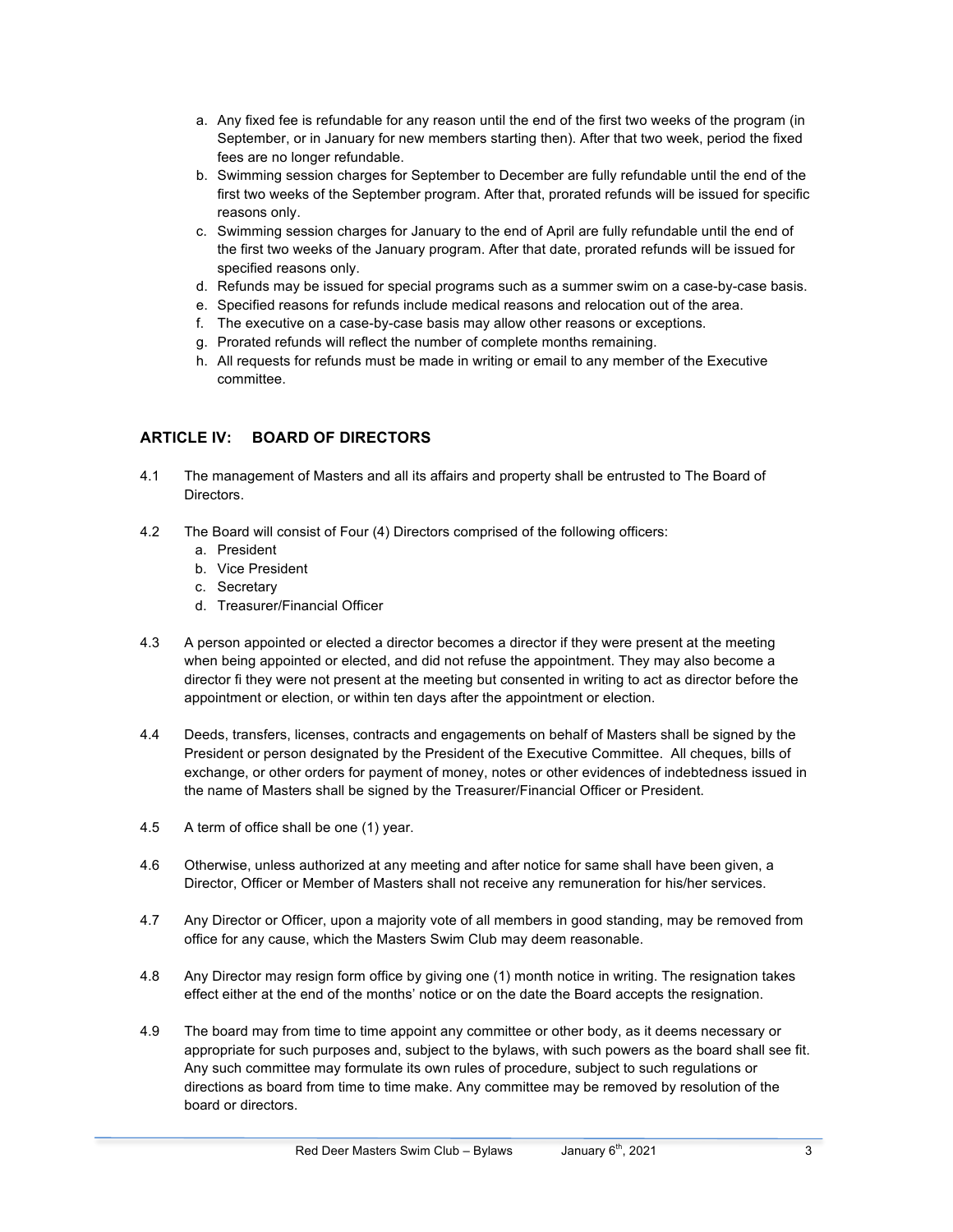a. Any fixed fee is refundable for any reason until the end of the first two weeks of the program (in September, or in January for new members starting then). After that two week, period the fixed fees are no longer refundable.
b. Swimming session charges for September to December are fully refundable until the end of the first two weeks of the September program. After that, prorated refunds will be issued for specific reasons only.
c. Swimming session charges for January to the end of April are fully refundable until the end of the first two weeks of the January program. After that date, prorated refunds will be issued for specified reasons only.
d. Refunds may be issued for special programs such as a summer swim on a case-by-case basis.
e. Specified reasons for refunds include medical reasons and relocation out of the area.
f. The executive on a case-by-case basis may allow other reasons or exceptions.
g. Prorated refunds will reflect the number of complete months remaining.
h. All requests for refunds must be made in writing or email to any member of the Executive committee.

## ARTICLE IV: BOARD OF DIRECTORS

4.1 The management of Masters and all its affairs and property shall be entrusted to The Board of Directors.

4.2 The Board will consist of Four (4) Directors comprised of the following officers:

a. President
b. Vice President
c. Secretary
d. Treasurer/Financial Officer

4.3 A person appointed or elected a director becomes a director if they were present at the meeting when being appointed or elected, and did not refuse the appointment. They may also become a director fi they were not present at the meeting but consented in writing to act as director before the appointment or election, or within ten days after the appointment or election.

4.4 Deeds, transfers, licenses, contracts and engagements on behalf of Masters shall be signed by the President or person designated by the President of the Executive Committee. All cheques, bills of exchange, or other orders for payment of money, notes or other evidences of indebtedness issued in the name of Masters shall be signed by the Treasurer/Financial Officer or President.

4.5 A term of office shall be one (1) year.

4.6 Otherwise, unless authorized at any meeting and after notice for same shall have been given, a Director, Officer or Member of Masters shall not receive any remuneration for his/her services.

4.7 Any Director or Officer, upon a majority vote of all members in good standing, may be removed from office for any cause, which the Masters Swim Club may deem reasonable.

4.8 Any Director may resign form office by giving one (1) month notice in writing. The resignation takes effect either at the end of the months' notice or on the date the Board accepts the resignation.

4.9 The board may from time to time appoint any committee or other body, as it deems necessary or appropriate for such purposes and, subject to the bylaws, with such powers as the board shall see fit. Any such committee may formulate its own rules of procedure, subject to such regulations or directions as board from time to time make. Any committee may be removed by resolution of the board or directors.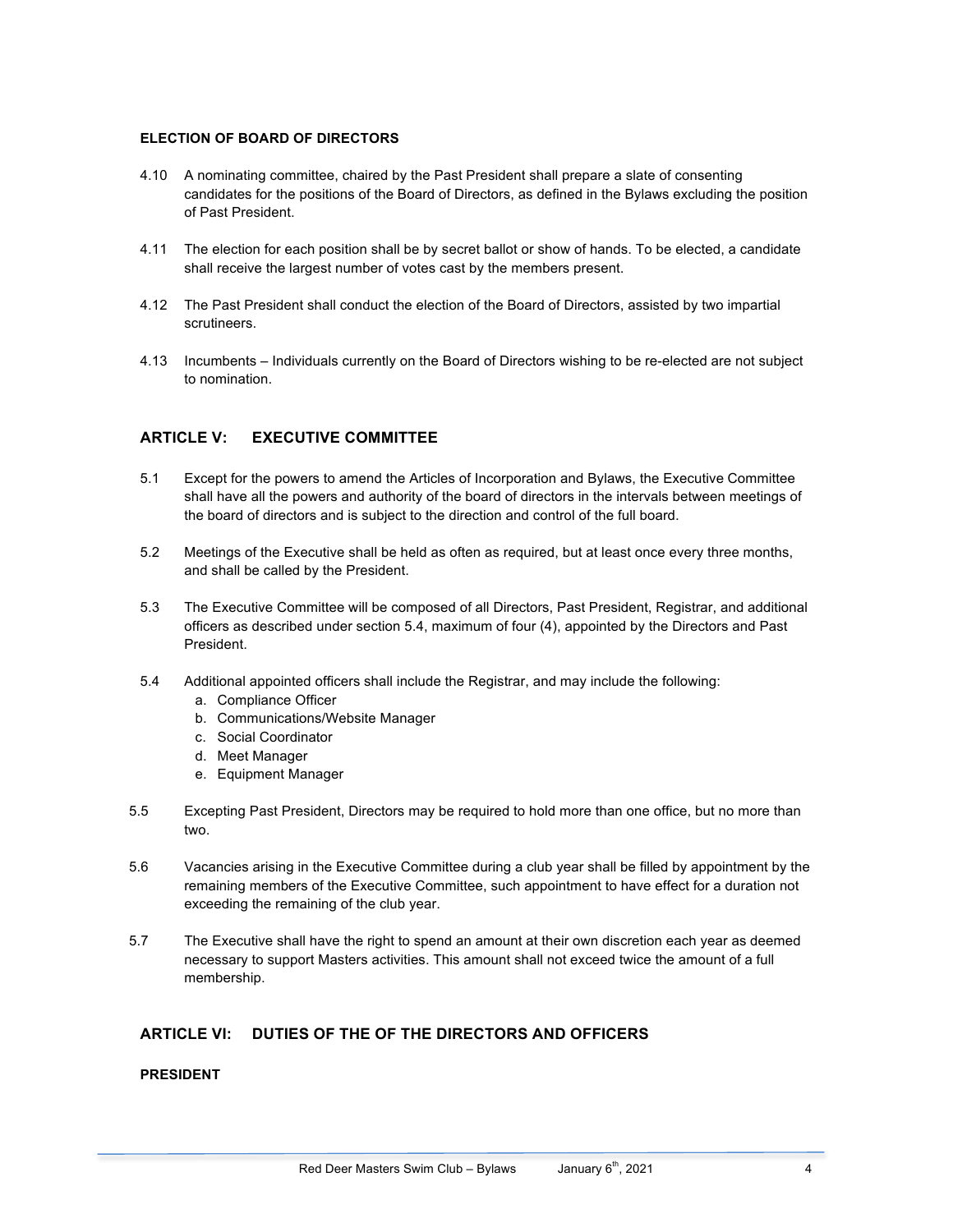### ELECTION OF BOARD OF DIRECTORS

4.10 A nominating committee, chaired by the Past President shall prepare a slate of consenting candidates for the positions of the Board of Directors, as defined in the Bylaws excluding the position of Past President.

4.11 The election for each position shall be by secret ballot or show of hands. To be elected, a candidate shall receive the largest number of votes cast by the members present.

4.12 The Past President shall conduct the election of the Board of Directors, assisted by two impartial scrutineers.

4.13 Incumbents – Individuals currently on the Board of Directors wishing to be re-elected are not subject to nomination.

## ARTICLE V: EXECUTIVE COMMITTEE

5.1 Except for the powers to amend the Articles of Incorporation and Bylaws, the Executive Committee shall have all the powers and authority of the board of directors in the intervals between meetings of the board of directors and is subject to the direction and control of the full board.

5.2 Meetings of the Executive shall be held as often as required, but at least once every three months, and shall be called by the President.

5.3 The Executive Committee will be composed of all Directors, Past President, Registrar, and additional officers as described under section 5.4, maximum of four (4), appointed by the Directors and Past President.

5.4 Additional appointed officers shall include the Registrar, and may include the following:

a. Compliance Officer
b. Communications/Website Manager
c. Social Coordinator
d. Meet Manager
e. Equipment Manager

5.5 Excepting Past President, Directors may be required to hold more than one office, but no more than two.

5.6 Vacancies arising in the Executive Committee during a club year shall be filled by appointment by the remaining members of the Executive Committee, such appointment to have effect for a duration not exceeding the remaining of the club year.

5.7 The Executive shall have the right to spend an amount at their own discretion each year as deemed necessary to support Masters activities. This amount shall not exceed twice the amount of a full membership.

## ARTICLE VI: DUTIES OF THE OF THE DIRECTORS AND OFFICERS

### PRESIDENT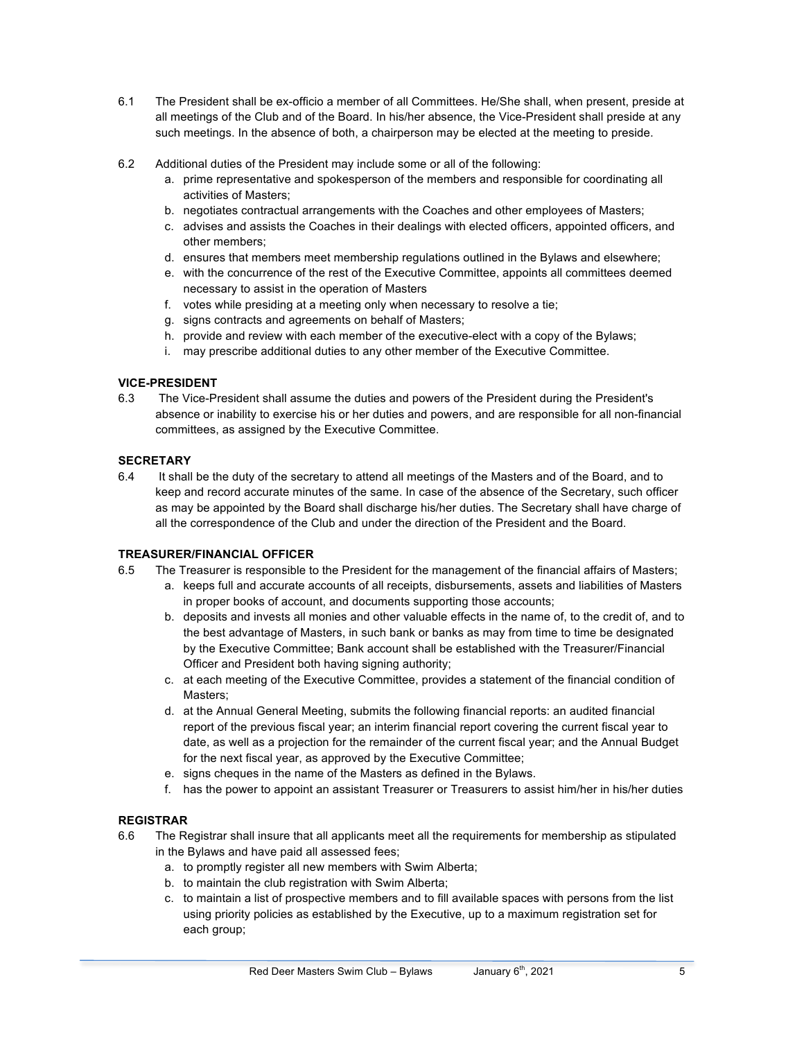6.1 The President shall be ex-officio a member of all Committees. He/She shall, when present, preside at all meetings of the Club and of the Board. In his/her absence, the Vice-President shall preside at any such meetings. In the absence of both, a chairperson may be elected at the meeting to preside.

6.2 Additional duties of the President may include some or all of the following:

a. prime representative and spokesperson of the members and responsible for coordinating all activities of Masters;
b. negotiates contractual arrangements with the Coaches and other employees of Masters;
c. advises and assists the Coaches in their dealings with elected officers, appointed officers, and other members;
d. ensures that members meet membership regulations outlined in the Bylaws and elsewhere;
e. with the concurrence of the rest of the Executive Committee, appoints all committees deemed necessary to assist in the operation of Masters
f. votes while presiding at a meeting only when necessary to resolve a tie;
g. signs contracts and agreements on behalf of Masters;
h. provide and review with each member of the executive-elect with a copy of the Bylaws;
i. may prescribe additional duties to any other member of the Executive Committee.

**VICE-PRESIDENT**

6.3 The Vice-President shall assume the duties and powers of the President during the President's absence or inability to exercise his or her duties and powers, and are responsible for all non-financial committees, as assigned by the Executive Committee.

**SECRETARY**

6.4 It shall be the duty of the secretary to attend all meetings of the Masters and of the Board, and to keep and record accurate minutes of the same. In case of the absence of the Secretary, such officer as may be appointed by the Board shall discharge his/her duties. The Secretary shall have charge of all the correspondence of the Club and under the direction of the President and the Board.

**TREASURER/FINANCIAL OFFICER**

6.5 The Treasurer is responsible to the President for the management of the financial affairs of Masters;

a. keeps full and accurate accounts of all receipts, disbursements, assets and liabilities of Masters in proper books of account, and documents supporting those accounts;
b. deposits and invests all monies and other valuable effects in the name of, to the credit of, and to the best advantage of Masters, in such bank or banks as may from time to time be designated by the Executive Committee; Bank account shall be established with the Treasurer/Financial Officer and President both having signing authority;
c. at each meeting of the Executive Committee, provides a statement of the financial condition of Masters;
d. at the Annual General Meeting, submits the following financial reports: an audited financial report of the previous fiscal year; an interim financial report covering the current fiscal year to date, as well as a projection for the remainder of the current fiscal year; and the Annual Budget for the next fiscal year, as approved by the Executive Committee;
e. signs cheques in the name of the Masters as defined in the Bylaws.
f. has the power to appoint an assistant Treasurer or Treasurers to assist him/her in his/her duties

**REGISTRAR**

6.6 The Registrar shall insure that all applicants meet all the requirements for membership as stipulated in the Bylaws and have paid all assessed fees;

a. to promptly register all new members with Swim Alberta;
b. to maintain the club registration with Swim Alberta;
c. to maintain a list of prospective members and to fill available spaces with persons from the list using priority policies as established by the Executive, up to a maximum registration set for each group;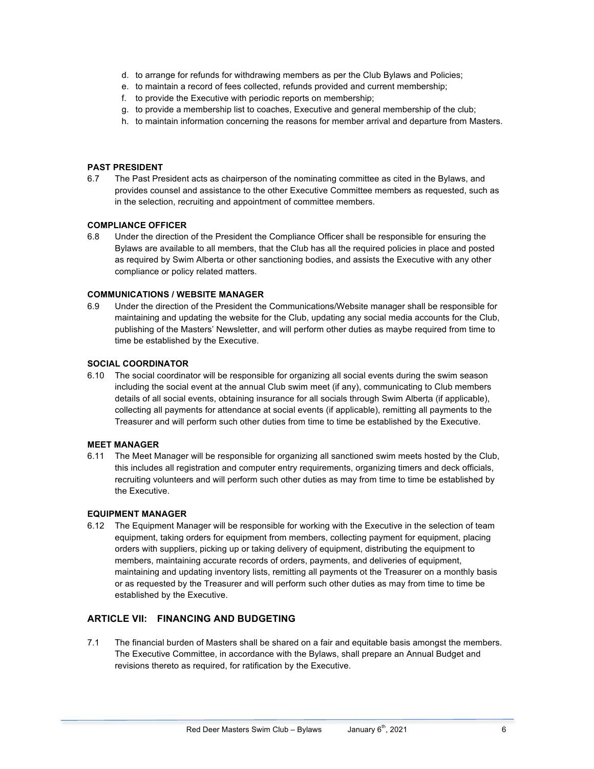d. to arrange for refunds for withdrawing members as per the Club Bylaws and Policies;
e. to maintain a record of fees collected, refunds provided and current membership;
f. to provide the Executive with periodic reports on membership;
g. to provide a membership list to coaches, Executive and general membership of the club;
h. to maintain information concerning the reasons for member arrival and departure from Masters.

**PAST PRESIDENT**

6.7 The Past President acts as chairperson of the nominating committee as cited in the Bylaws, and provides counsel and assistance to the other Executive Committee members as requested, such as in the selection, recruiting and appointment of committee members.

**COMPLIANCE OFFICER**

6.8 Under the direction of the President the Compliance Officer shall be responsible for ensuring the Bylaws are available to all members, that the Club has all the required policies in place and posted as required by Swim Alberta or other sanctioning bodies, and assists the Executive with any other compliance or policy related matters.

**COMMUNICATIONS / WEBSITE MANAGER**

6.9 Under the direction of the President the Communications/Website manager shall be responsible for maintaining and updating the website for the Club, updating any social media accounts for the Club, publishing of the Masters' Newsletter, and will perform other duties as maybe required from time to time be established by the Executive.

**SOCIAL COORDINATOR**

6.10 The social coordinator will be responsible for organizing all social events during the swim season including the social event at the annual Club swim meet (if any), communicating to Club members details of all social events, obtaining insurance for all socials through Swim Alberta (if applicable), collecting all payments for attendance at social events (if applicable), remitting all payments to the Treasurer and will perform such other duties from time to time be established by the Executive.

**MEET MANAGER**

6.11 The Meet Manager will be responsible for organizing all sanctioned swim meets hosted by the Club, this includes all registration and computer entry requirements, organizing timers and deck officials, recruiting volunteers and will perform such other duties as may from time to time be established by the Executive.

**EQUIPMENT MANAGER**

6.12 The Equipment Manager will be responsible for working with the Executive in the selection of team equipment, taking orders for equipment from members, collecting payment for equipment, placing orders with suppliers, picking up or taking delivery of equipment, distributing the equipment to members, maintaining accurate records of orders, payments, and deliveries of equipment, maintaining and updating inventory lists, remitting all payments ot the Treasurer on a monthly basis or as requested by the Treasurer and will perform such other duties as may from time to time be established by the Executive.

## ARTICLE VII: FINANCING AND BUDGETING

7.1 The financial burden of Masters shall be shared on a fair and equitable basis amongst the members. The Executive Committee, in accordance with the Bylaws, shall prepare an Annual Budget and revisions thereto as required, for ratification by the Executive.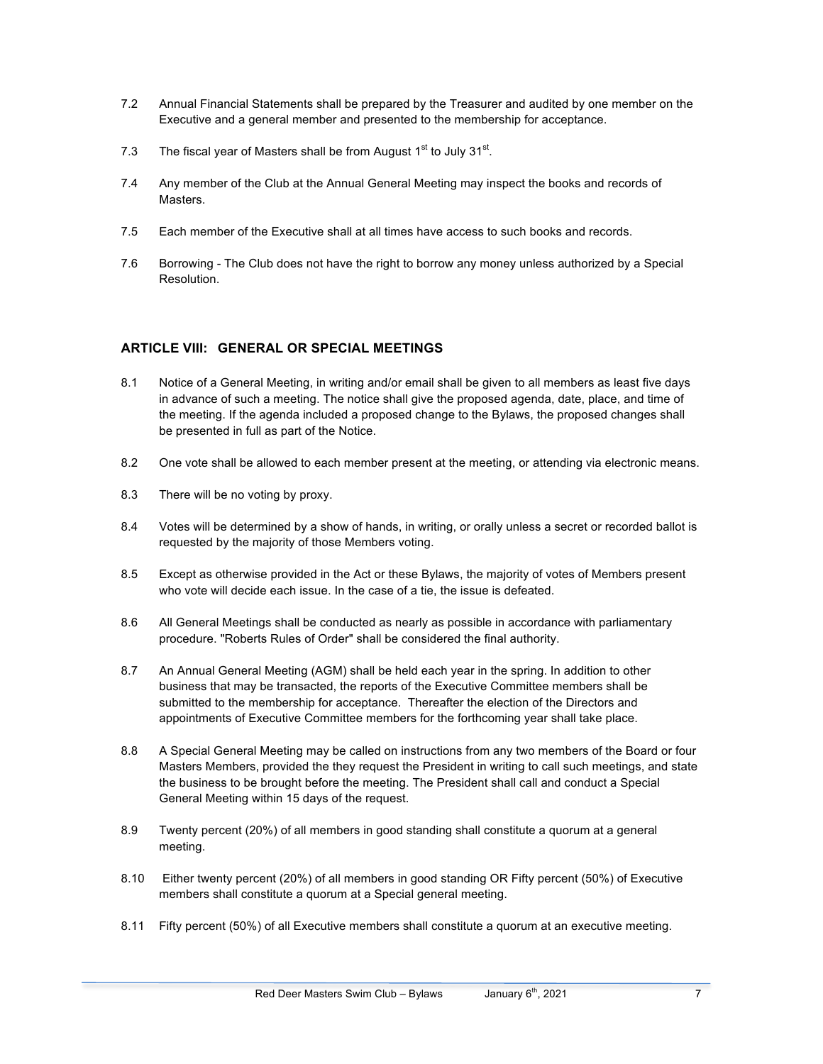7.2 Annual Financial Statements shall be prepared by the Treasurer and audited by one member on the Executive and a general member and presented to the membership for acceptance.

7.3 The fiscal year of Masters shall be from August 1st to July 31st.

7.4 Any member of the Club at the Annual General Meeting may inspect the books and records of Masters.

7.5 Each member of the Executive shall at all times have access to such books and records.

7.6 Borrowing - The Club does not have the right to borrow any money unless authorized by a Special Resolution.

## ARTICLE VIII: GENERAL OR SPECIAL MEETINGS

8.1 Notice of a General Meeting, in writing and/or email shall be given to all members as least five days in advance of such a meeting. The notice shall give the proposed agenda, date, place, and time of the meeting. If the agenda included a proposed change to the Bylaws, the proposed changes shall be presented in full as part of the Notice.

8.2 One vote shall be allowed to each member present at the meeting, or attending via electronic means.

8.3 There will be no voting by proxy.

8.4 Votes will be determined by a show of hands, in writing, or orally unless a secret or recorded ballot is requested by the majority of those Members voting.

8.5 Except as otherwise provided in the Act or these Bylaws, the majority of votes of Members present who vote will decide each issue. In the case of a tie, the issue is defeated.

8.6 All General Meetings shall be conducted as nearly as possible in accordance with parliamentary procedure. "Roberts Rules of Order" shall be considered the final authority.

8.7 An Annual General Meeting (AGM) shall be held each year in the spring. In addition to other business that may be transacted, the reports of the Executive Committee members shall be submitted to the membership for acceptance. Thereafter the election of the Directors and appointments of Executive Committee members for the forthcoming year shall take place.

8.8 A Special General Meeting may be called on instructions from any two members of the Board or four Masters Members, provided the they request the President in writing to call such meetings, and state the business to be brought before the meeting. The President shall call and conduct a Special General Meeting within 15 days of the request.

8.9 Twenty percent (20%) of all members in good standing shall constitute a quorum at a general meeting.

8.10 Either twenty percent (20%) of all members in good standing OR Fifty percent (50%) of Executive members shall constitute a quorum at a Special general meeting.

8.11 Fifty percent (50%) of all Executive members shall constitute a quorum at an executive meeting.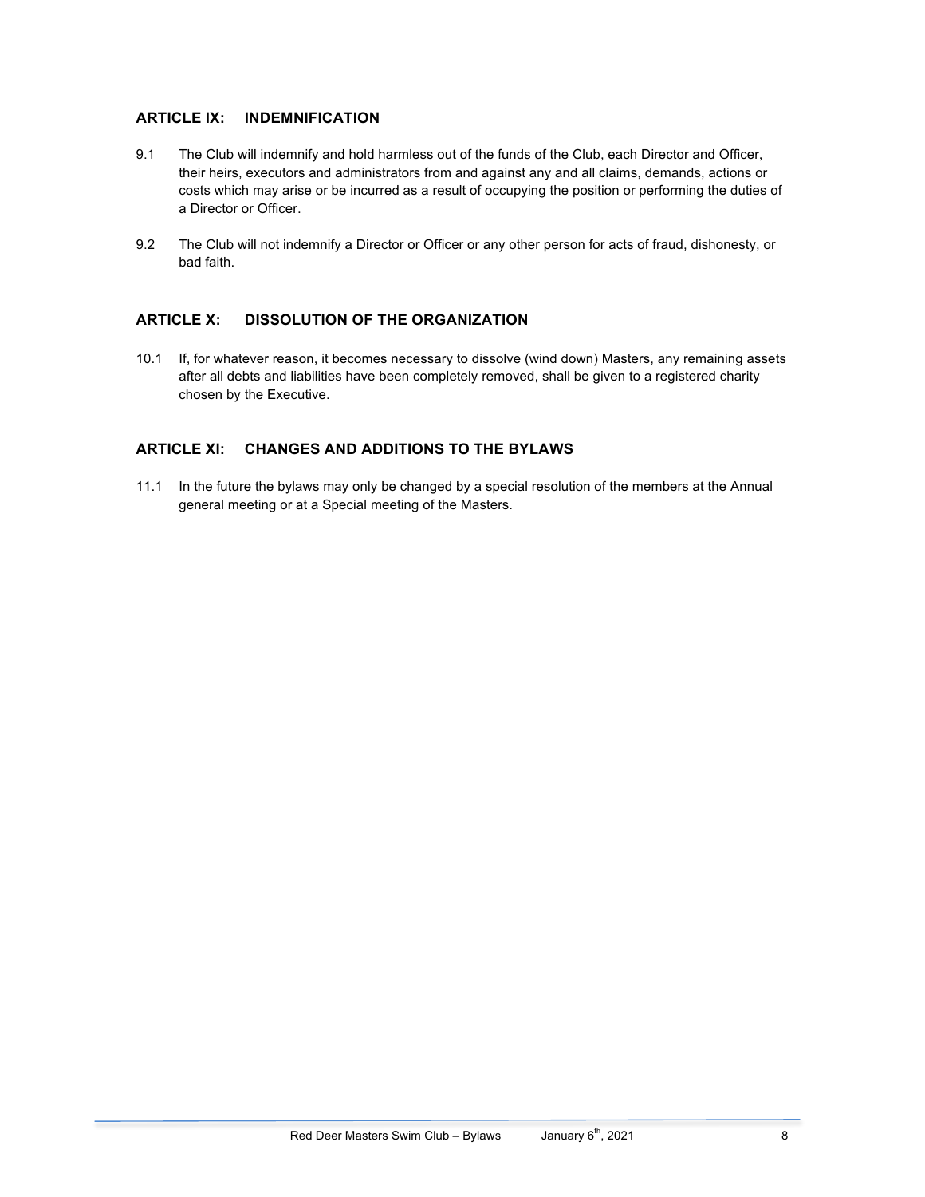## ARTICLE IX: INDEMNIFICATION

9.1 The Club will indemnify and hold harmless out of the funds of the Club, each Director and Officer, their heirs, executors and administrators from and against any and all claims, demands, actions or costs which may arise or be incurred as a result of occupying the position or performing the duties of a Director or Officer.

9.2 The Club will not indemnify a Director or Officer or any other person for acts of fraud, dishonesty, or bad faith.

## ARTICLE X: DISSOLUTION OF THE ORGANIZATION

10.1 If, for whatever reason, it becomes necessary to dissolve (wind down) Masters, any remaining assets after all debts and liabilities have been completely removed, shall be given to a registered charity chosen by the Executive.

## ARTICLE XI: CHANGES AND ADDITIONS TO THE BYLAWS

11.1 In the future the bylaws may only be changed by a special resolution of the members at the Annual general meeting or at a Special meeting of the Masters.